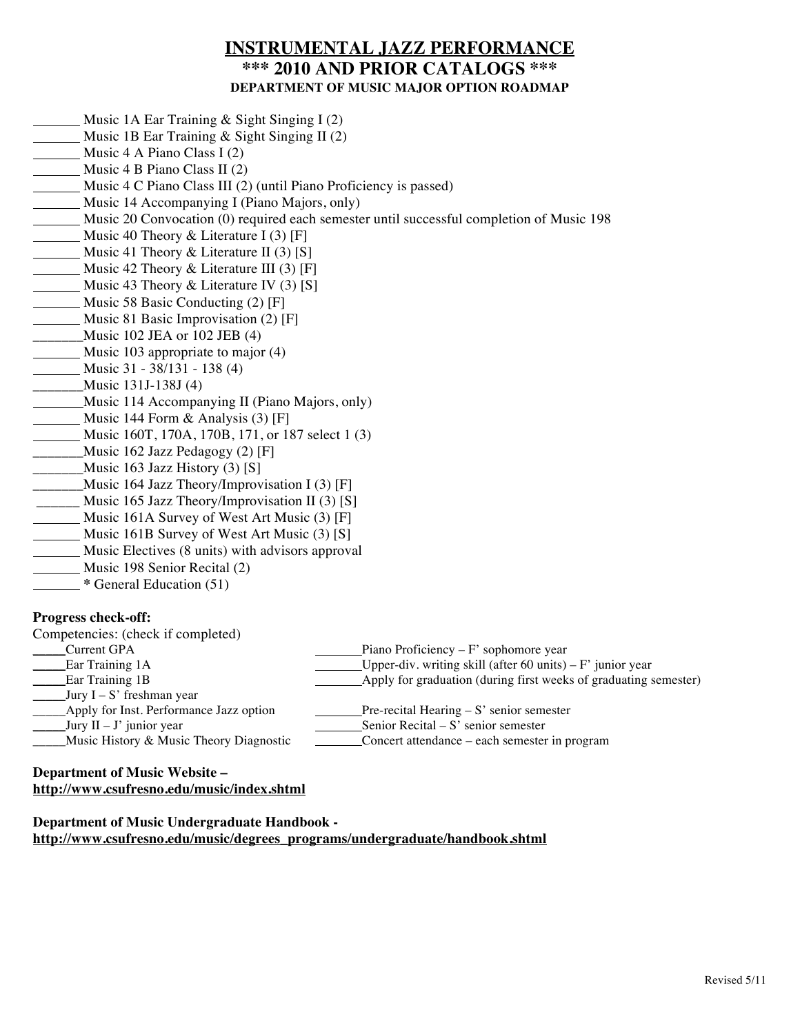# INSTRUMENTAL JAZZ PERFORMANCE
## *** 2010 AND PRIOR CATALOGS ***
### DEPARTMENT OF MUSIC MAJOR OPTION ROADMAP

_______ Music 1A Ear Training & Sight Singing I (2)
_______ Music 1B Ear Training & Sight Singing II (2)
_______ Music 4 A Piano Class I (2)
_______ Music 4 B Piano Class II (2)
_______ Music 4 C Piano Class III (2) (until Piano Proficiency is passed)
_______ Music 14 Accompanying I (Piano Majors, only)
_______ Music 20 Convocation (0) required each semester until successful completion of Music 198
_______ Music 40 Theory & Literature I (3) [F]
_______ Music 41 Theory & Literature II (3) [S]
_______ Music 42 Theory & Literature III (3) [F]
_______ Music 43 Theory & Literature IV (3) [S]
_______ Music 58 Basic Conducting (2) [F]
_______ Music 81 Basic Improvisation (2) [F]
_______Music 102 JEA or 102 JEB (4)
_______ Music 103 appropriate to major (4)
_______ Music 31 - 38/131 - 138 (4)
_______Music 131J-138J (4)
_______Music 114 Accompanying II (Piano Majors, only)
_______ Music 144 Form & Analysis (3) [F]
_______ Music 160T, 170A, 170B, 171, or 187 select 1 (3)
_______Music 162 Jazz Pedagogy (2) [F]
_______Music 163 Jazz History (3) [S]
_______Music 164 Jazz Theory/Improvisation I (3) [F]
______ Music 165 Jazz Theory/Improvisation II (3) [S]
_______ Music 161A Survey of West Art Music (3) [F]
_______ Music 161B Survey of West Art Music (3) [S]
_______ Music Electives (8 units) with advisors approval
_______ Music 198 Senior Recital (2)
_______ * General Education (51)

**Progress check-off:**

Competencies: (check if completed)

_____Current GPA
_____Ear Training 1A
_____Ear Training 1B
_____Jury I – S' freshman year
_____Apply for Inst. Performance Jazz option
_____Jury II – J' junior year
_____Music History & Music Theory Diagnostic

_______Piano Proficiency – F' sophomore year
_______Upper-div. writing skill (after 60 units) – F' junior year
_______Apply for graduation (during first weeks of graduating semester)
_______Pre-recital Hearing – S' senior semester
_______Senior Recital – S' senior semester
_______Concert attendance – each semester in program

**Department of Music Website –**
**http://www.csufresno.edu/music/index.shtml**

**Department of Music Undergraduate Handbook -**
**http://www.csufresno.edu/music/degrees_programs/undergraduate/handbook.shtml**

Revised 5/11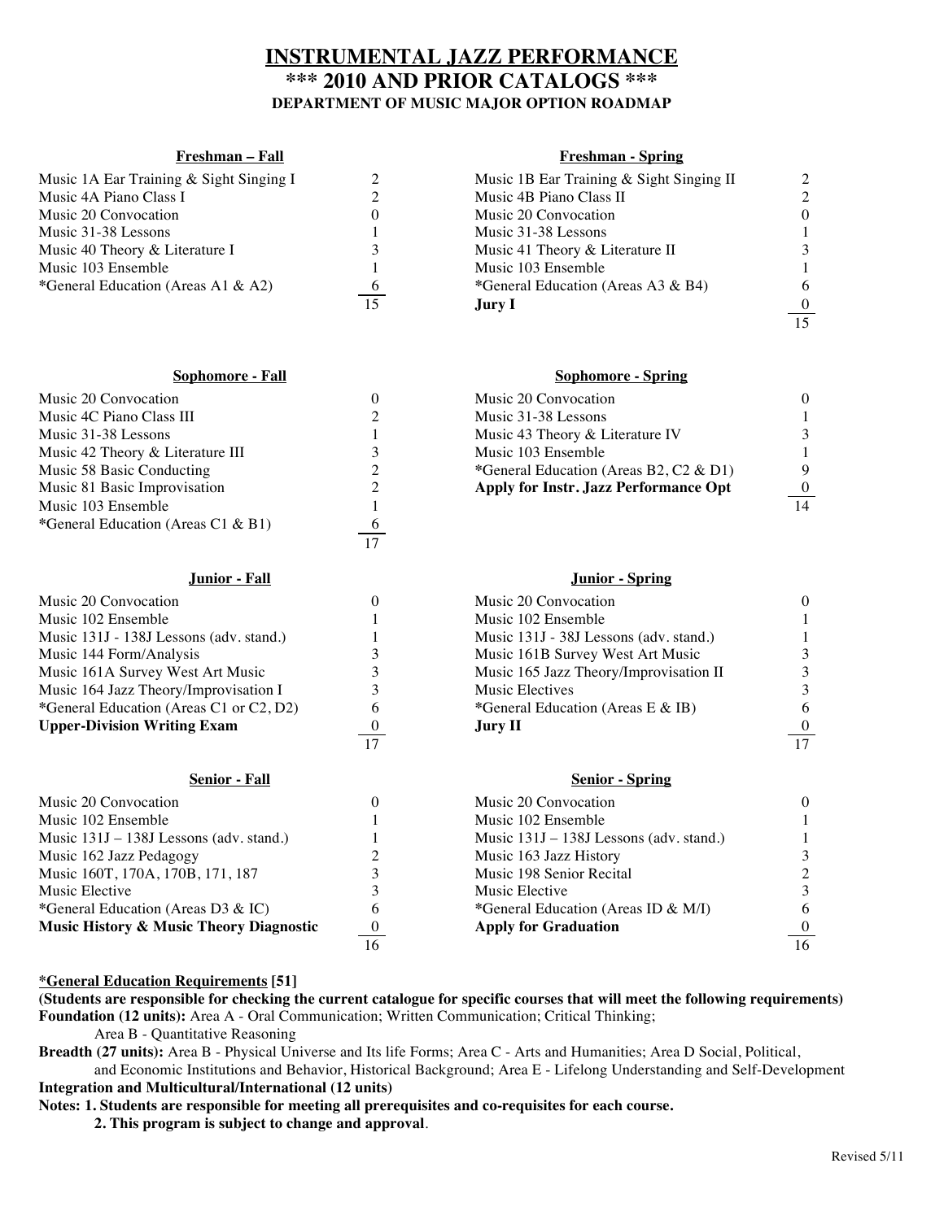# INSTRUMENTAL JAZZ PERFORMANCE

## *** 2010 AND PRIOR CATALOGS ***

### DEPARTMENT OF MUSIC MAJOR OPTION ROADMAP

| Freshman – Fall | | Freshman - Spring | |
|---|---|---|---|
| Music 1A Ear Training & Sight Singing I | 2 | Music 1B Ear Training & Sight Singing II | 2 |
| Music 4A Piano Class I | 2 | Music 4B Piano Class II | 2 |
| Music 20 Convocation | 0 | Music 20 Convocation | 0 |
| Music 31-38 Lessons | 1 | Music 31-38 Lessons | 1 |
| Music 40 Theory & Literature I | 3 | Music 41 Theory & Literature II | 3 |
| Music 103 Ensemble | 1 | Music 103 Ensemble | 1 |
| *General Education (Areas A1 & A2) | 6 | *General Education (Areas A3 & B4) | 6 |
| | 15 | **Jury I** | 0 |
| | | | 15 |

| Sophomore - Fall | | Sophomore - Spring | |
|---|---|---|---|
| Music 20 Convocation | 0 | Music 20 Convocation | 0 |
| Music 4C Piano Class III | 2 | Music 31-38 Lessons | 1 |
| Music 31-38 Lessons | 1 | Music 43 Theory & Literature IV | 3 |
| Music 42 Theory & Literature III | 3 | Music 103 Ensemble | 1 |
| Music 58 Basic Conducting | 2 | *General Education (Areas B2, C2 & D1) | 9 |
| Music 81 Basic Improvisation | 2 | **Apply for Instr. Jazz Performance Opt** | 0 |
| Music 103 Ensemble | 1 | | 14 |
| *General Education (Areas C1 & B1) | 6 | | |
| | 17 | | |

| Junior - Fall | | Junior - Spring | |
|---|---|---|---|
| Music 20 Convocation | 0 | Music 20 Convocation | 0 |
| Music 102 Ensemble | 1 | Music 102 Ensemble | 1 |
| Music 131J - 138J Lessons (adv. stand.) | 1 | Music 131J - 38J Lessons (adv. stand.) | 1 |
| Music 144 Form/Analysis | 3 | Music 161B Survey West Art Music | 3 |
| Music 161A Survey West Art Music | 3 | Music 165 Jazz Theory/Improvisation II | 3 |
| Music 164 Jazz Theory/Improvisation I | 3 | Music Electives | 3 |
| *General Education (Areas C1 or C2, D2) | 6 | *General Education (Areas E & IB) | 6 |
| **Upper-Division Writing Exam** | 0 | **Jury II** | 0 |
| | 17 | | 17 |

| Senior - Fall | | Senior - Spring | |
|---|---|---|---|
| Music 20 Convocation | 0 | Music 20 Convocation | 0 |
| Music 102 Ensemble | 1 | Music 102 Ensemble | 1 |
| Music 131J – 138J Lessons (adv. stand.) | 1 | Music 131J – 138J Lessons (adv. stand.) | 1 |
| Music 162 Jazz Pedagogy | 2 | Music 163 Jazz History | 3 |
| Music 160T, 170A, 170B, 171, 187 | 3 | Music 198 Senior Recital | 2 |
| Music Elective | 3 | Music Elective | 3 |
| *General Education (Areas D3 & IC) | 6 | *General Education (Areas ID & M/I) | 6 |
| **Music History & Music Theory Diagnostic** | 0 | **Apply for Graduation** | 0 |
| | 16 | | 16 |

**\*General Education Requirements [51]**

**(Students are responsible for checking the current catalogue for specific courses that will meet the following requirements)**

**Foundation (12 units):** Area A - Oral Communication; Written Communication; Critical Thinking;
Area B - Quantitative Reasoning

**Breadth (27 units):** Area B - Physical Universe and Its life Forms; Area C - Arts and Humanities; Area D Social, Political, and Economic Institutions and Behavior, Historical Background; Area E - Lifelong Understanding and Self-Development

**Integration and Multicultural/International (12 units)**

**Notes: 1. Students are responsible for meeting all prerequisites and co-requisites for each course.**

**2. This program is subject to change and approval.**

Revised 5/11